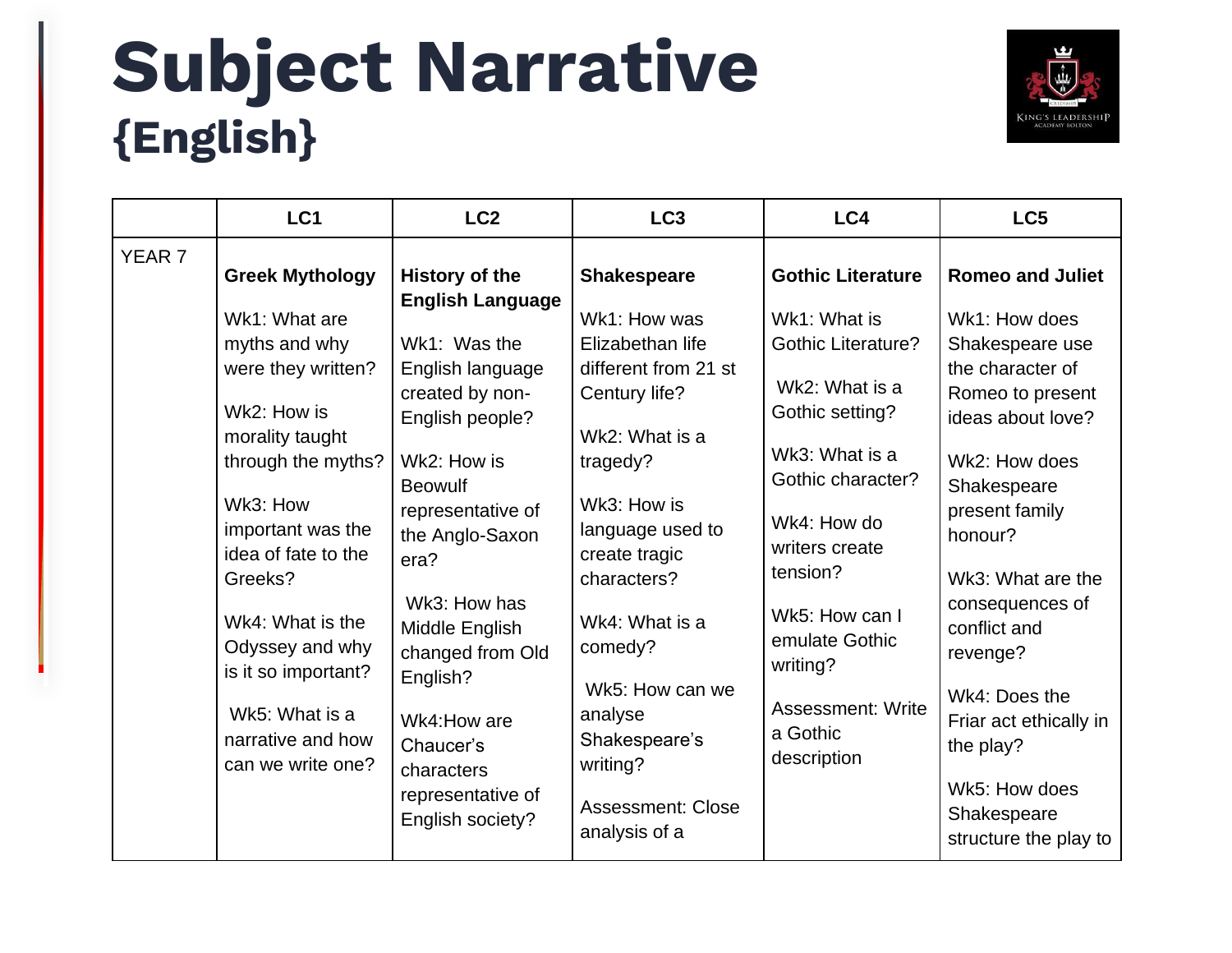# Subject Narrative
## {English}

| | LC1 | LC2 | LC3 | LC4 | LC5 |
|---|---|---|---|---|---|
| YEAR 7 | **Greek Mythology**<br><br>Wk1: What are myths and why were they written?<br><br>Wk2: How is morality taught through the myths?<br><br>Wk3: How important was the idea of fate to the Greeks?<br><br>Wk4: What is the Odyssey and why is it so important?<br><br>Wk5: What is a narrative and how can we write one? | **History of the English Language**<br><br>Wk1: Was the English language created by non-English people?<br><br>Wk2: How is Beowulf representative of the Anglo-Saxon era?<br><br>Wk3: How has Middle English changed from Old English?<br><br>Wk4:How are Chaucer's characters representative of English society? | **Shakespeare**<br><br>Wk1: How was Elizabethan life different from 21 st Century life?<br><br>Wk2: What is a tragedy?<br><br>Wk3: How is language used to create tragic characters?<br><br>Wk4: What is a comedy?<br><br>Wk5: How can we analyse Shakespeare's writing?<br><br>Assessment: Close analysis of a | **Gothic Literature**<br><br>Wk1: What is Gothic Literature?<br><br>Wk2: What is a Gothic setting?<br><br>Wk3: What is a Gothic character?<br><br>Wk4: How do writers create tension?<br><br>Wk5: How can I emulate Gothic writing?<br><br>Assessment: Write a Gothic description | **Romeo and Juliet**<br><br>Wk1: How does Shakespeare use the character of Romeo to present ideas about love?<br><br>Wk2: How does Shakespeare present family honour?<br><br>Wk3: What are the consequences of conflict and revenge?<br><br>Wk4: Does the Friar act ethically in the play?<br><br>Wk5: How does Shakespeare structure the play to |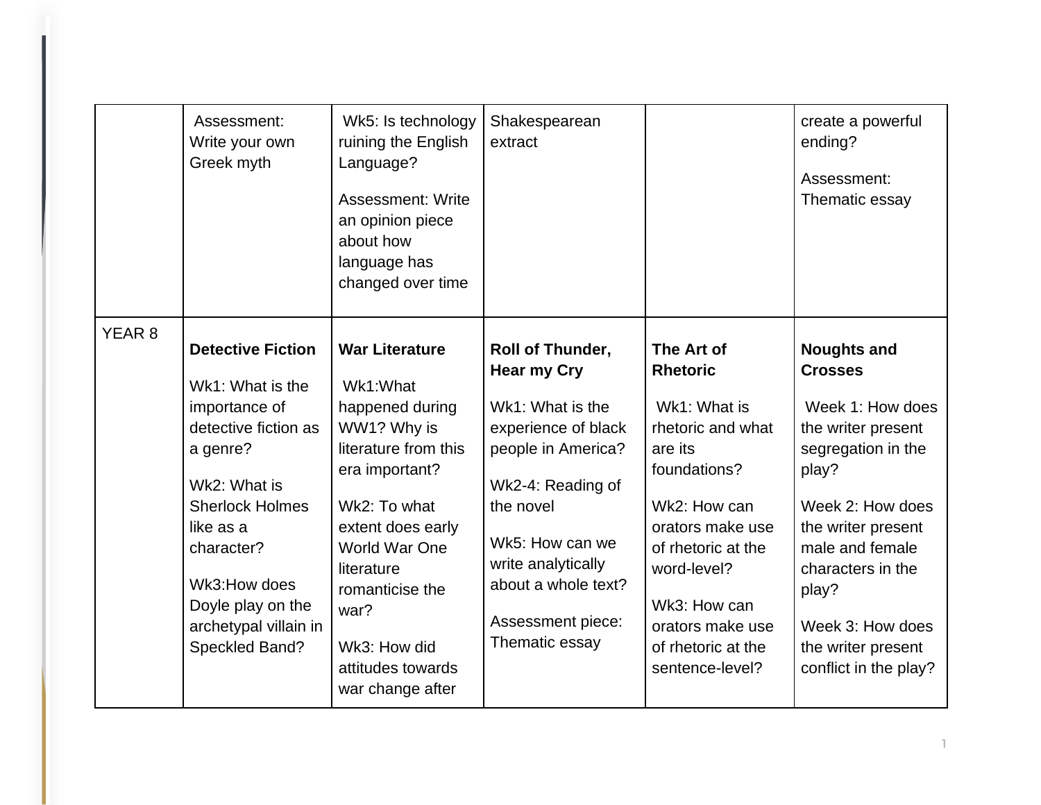| | | | | | |
|---|---|---|---|---|---|
| | Assessment: Write your own Greek myth | Wk5: Is technology ruining the English Language?<br><br>Assessment: Write an opinion piece about how language has changed over time | Shakespearean extract | | create a powerful ending?<br><br>Assessment: Thematic essay |
| YEAR 8 | **Detective Fiction**<br><br>Wk1: What is the importance of detective fiction as a genre?<br><br>Wk2: What is Sherlock Holmes like as a character?<br><br>Wk3:How does Doyle play on the archetypal villain in Speckled Band? | **War Literature**<br><br>Wk1:What happened during WW1? Why is literature from this era important?<br><br>Wk2: To what extent does early World War One literature romanticise the war?<br><br>Wk3: How did attitudes towards war change after | **Roll of Thunder, Hear my Cry**<br><br>Wk1: What is the experience of black people in America?<br><br>Wk2-4: Reading of the novel<br><br>Wk5: How can we write analytically about a whole text?<br><br>Assessment piece: Thematic essay | **The Art of Rhetoric**<br><br>Wk1: What is rhetoric and what are its foundations?<br><br>Wk2: How can orators make use of rhetoric at the word-level?<br><br>Wk3: How can orators make use of rhetoric at the sentence-level? | **Noughts and Crosses**<br><br>Week 1: How does the writer present segregation in the play?<br><br>Week 2: How does the writer present male and female characters in the play?<br><br>Week 3: How does the writer present conflict in the play? |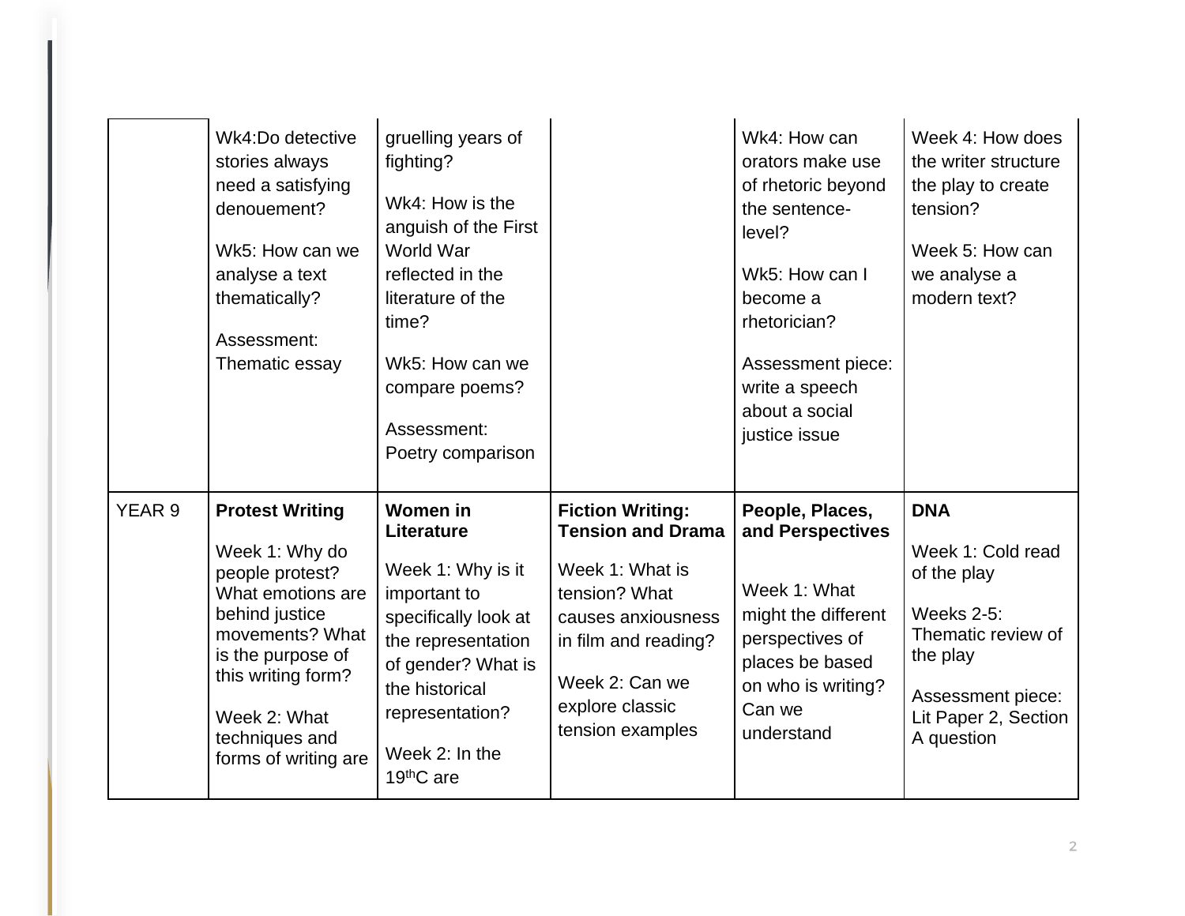| | | | | | |
|---|---|---|---|---|---|
| | Wk4:Do detective stories always need a satisfying denouement?<br><br>Wk5: How can we analyse a text thematically?<br><br>Assessment: Thematic essay | gruelling years of fighting?<br><br>Wk4: How is the anguish of the First World War reflected in the literature of the time?<br><br>Wk5: How can we compare poems?<br><br>Assessment: Poetry comparison | | Wk4: How can orators make use of rhetoric beyond the sentence-level?<br><br>Wk5: How can I become a rhetorician?<br><br>Assessment piece: write a speech about a social justice issue | Week 4: How does the writer structure the play to create tension?<br><br>Week 5: How can we analyse a modern text? |
| YEAR 9 | **Protest Writing**<br><br>Week 1: Why do people protest? What emotions are behind justice movements? What is the purpose of this writing form?<br><br>Week 2: What techniques and forms of writing are | **Women in Literature**<br><br>Week 1: Why is it important to specifically look at the representation of gender? What is the historical representation?<br><br>Week 2: In the 19thC are | **Fiction Writing: Tension and Drama**<br><br>Week 1: What is tension? What causes anxiousness in film and reading?<br><br>Week 2: Can we explore classic tension examples | **People, Places, and Perspectives**<br><br>Week 1: What might the different perspectives of places be based on who is writing? Can we understand | **DNA**<br><br>Week 1: Cold read of the play<br><br>Weeks 2-5: Thematic review of the play<br><br>Assessment piece: Lit Paper 2, Section A question |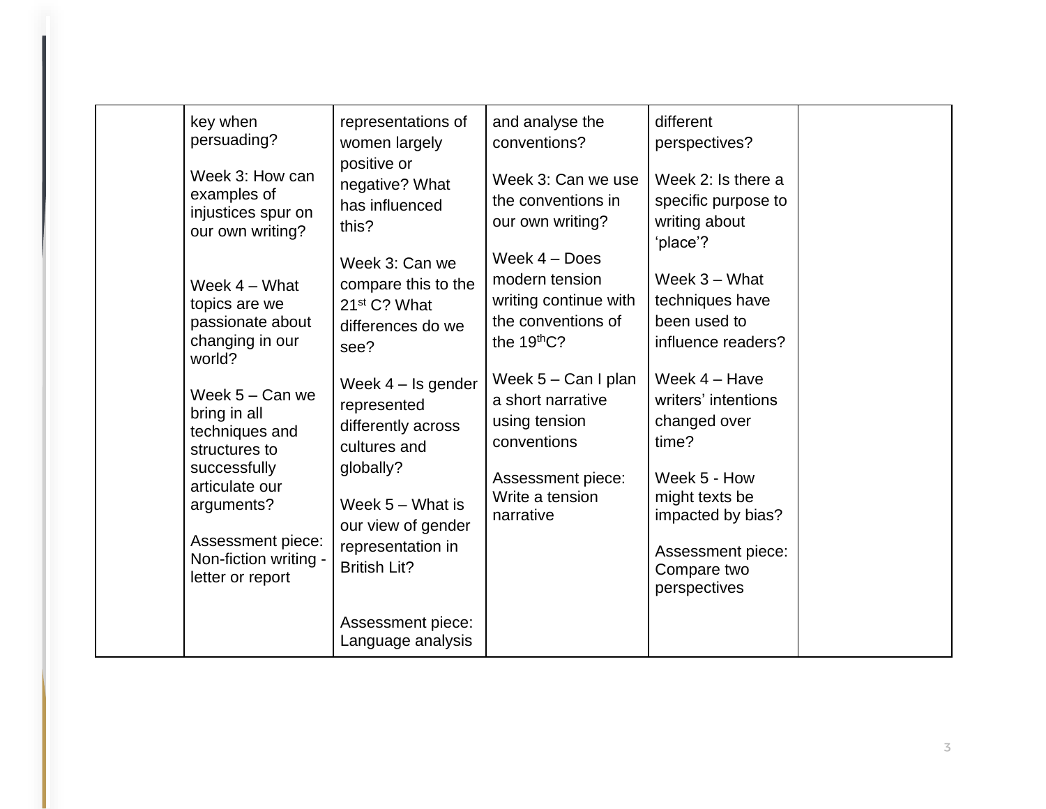| | | | | | |
|---|---|---|---|---|---|
| | key when persuading?<br><br>Week 3: How can examples of injustices spur on our own writing?<br><br>Week 4 – What topics are we passionate about changing in our world?<br><br>Week 5 – Can we bring in all techniques and structures to successfully articulate our arguments?<br><br>Assessment piece: Non-fiction writing - letter or report | representations of women largely positive or negative? What has influenced this?<br><br>Week 3: Can we compare this to the 21st C? What differences do we see?<br><br>Week 4 – Is gender represented differently across cultures and globally?<br><br>Week 5 – What is our view of gender representation in British Lit?<br><br>Assessment piece: Language analysis | and analyse the conventions?<br><br>Week 3: Can we use the conventions in our own writing?<br><br>Week 4 – Does modern tension writing continue with the conventions of the 19thC?<br><br>Week 5 – Can I plan a short narrative using tension conventions<br><br>Assessment piece: Write a tension narrative | different perspectives?<br><br>Week 2: Is there a specific purpose to writing about 'place'?<br><br>Week 3 – What techniques have been used to influence readers?<br><br>Week 4 – Have writers' intentions changed over time?<br><br>Week 5 - How might texts be impacted by bias?<br><br>Assessment piece: Compare two perspectives | |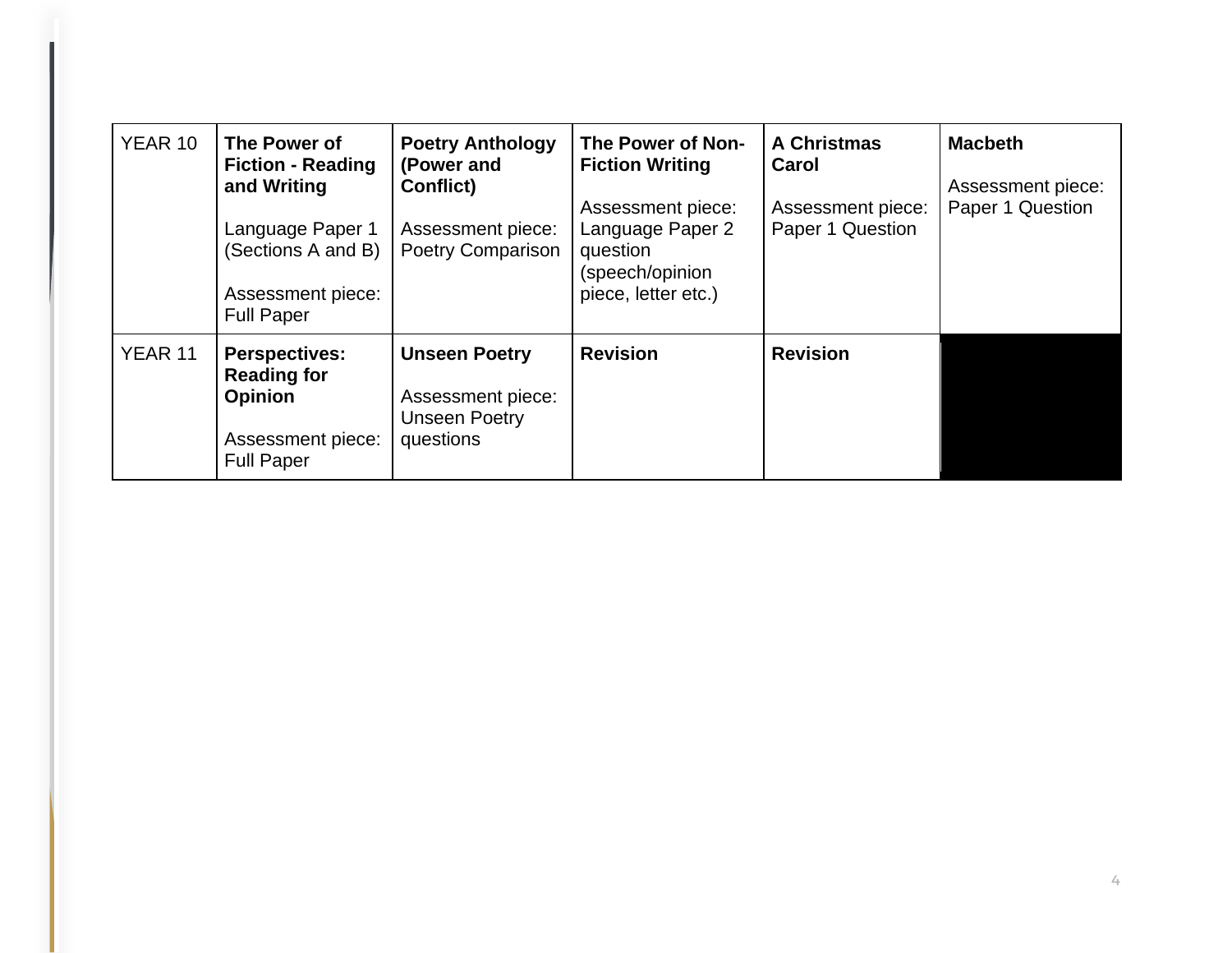| | | | | | |
|---|---|---|---|---|---|
| YEAR 10 | **The Power of Fiction - Reading and Writing**<br><br>Language Paper 1 (Sections A and B)<br><br>Assessment piece: Full Paper | **Poetry Anthology (Power and Conflict)**<br><br>Assessment piece: Poetry Comparison | **The Power of Non-Fiction Writing**<br><br>Assessment piece: Language Paper 2 question (speech/opinion piece, letter etc.) | **A Christmas Carol**<br><br>Assessment piece: Paper 1 Question | **Macbeth**<br><br>Assessment piece: Paper 1 Question |
| YEAR 11 | **Perspectives: Reading for Opinion**<br><br>Assessment piece: Full Paper | **Unseen Poetry**<br><br>Assessment piece: Unseen Poetry questions | **Revision** | **Revision** | |